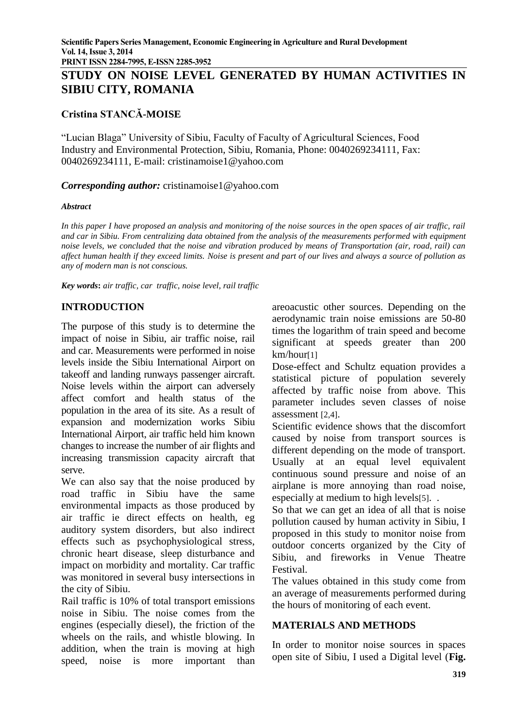# STUDY ON NOISE LEVEL GENERATED BY HUMAN ACTIVITIES IN SIBIU CITY, ROMANIA

**Cristina STANCĂ-MOISE**

"Lucian Blaga" University of Sibiu, Faculty of Faculty of Agricultural Sciences, Food Industry and Environmental Protection, Sibiu, Romania, Phone: 0040269234111, Fax: 0040269234111, E-mail: cristinamoise1@yahoo.com

***Corresponding author:*** cristinamoise1@yahoo.com

***Abstract***

*In this paper I have proposed an analysis and monitoring of the noise sources in the open spaces of air traffic, rail and car in Sibiu. From centralizing data obtained from the analysis of the measurements performed with equipment noise levels, we concluded that the noise and vibration produced by means of Transportation (air, road, rail) can affect human health if they exceed limits. Noise is present and part of our lives and always a source of pollution as any of modern man is not conscious.*

***Key words*****:** *air traffic, car traffic, noise level, rail traffic*

## INTRODUCTION

The purpose of this study is to determine the impact of noise in Sibiu, air traffic noise, rail and car. Measurements were performed in noise levels inside the Sibiu International Airport on takeoff and landing runways passenger aircraft. Noise levels within the airport can adversely affect comfort and health status of the population in the area of its site. As a result of expansion and modernization works Sibiu International Airport, air traffic held him known changes to increase the number of air flights and increasing transmission capacity aircraft that serve.

We can also say that the noise produced by road traffic in Sibiu have the same environmental impacts as those produced by air traffic ie direct effects on health, eg auditory system disorders, but also indirect effects such as psychophysiological stress, chronic heart disease, sleep disturbance and impact on morbidity and mortality. Car traffic was monitored in several busy intersections in the city of Sibiu.

Rail traffic is 10% of total transport emissions noise in Sibiu. The noise comes from the engines (especially diesel), the friction of the wheels on the rails, and whistle blowing. In addition, when the train is moving at high speed, noise is more important than areoacustic other sources. Depending on the aerodynamic train noise emissions are 50-80 times the logarithm of train speed and become significant at speeds greater than 200 km/hour[1]

Dose-effect and Schultz equation provides a statistical picture of population severely affected by traffic noise from above. This parameter includes seven classes of noise assessment [2,4].

Scientific evidence shows that the discomfort caused by noise from transport sources is different depending on the mode of transport. Usually at an equal level equivalent continuous sound pressure and noise of an airplane is more annoying than road noise, especially at medium to high levels[5]. .

So that we can get an idea of all that is noise pollution caused by human activity in Sibiu, I proposed in this study to monitor noise from outdoor concerts organized by the City of Sibiu, and fireworks in Venue Theatre Festival.

The values obtained in this study come from an average of measurements performed during the hours of monitoring of each event.

## MATERIALS AND METHODS

In order to monitor noise sources in spaces open site of Sibiu, I used a Digital level (**Fig.**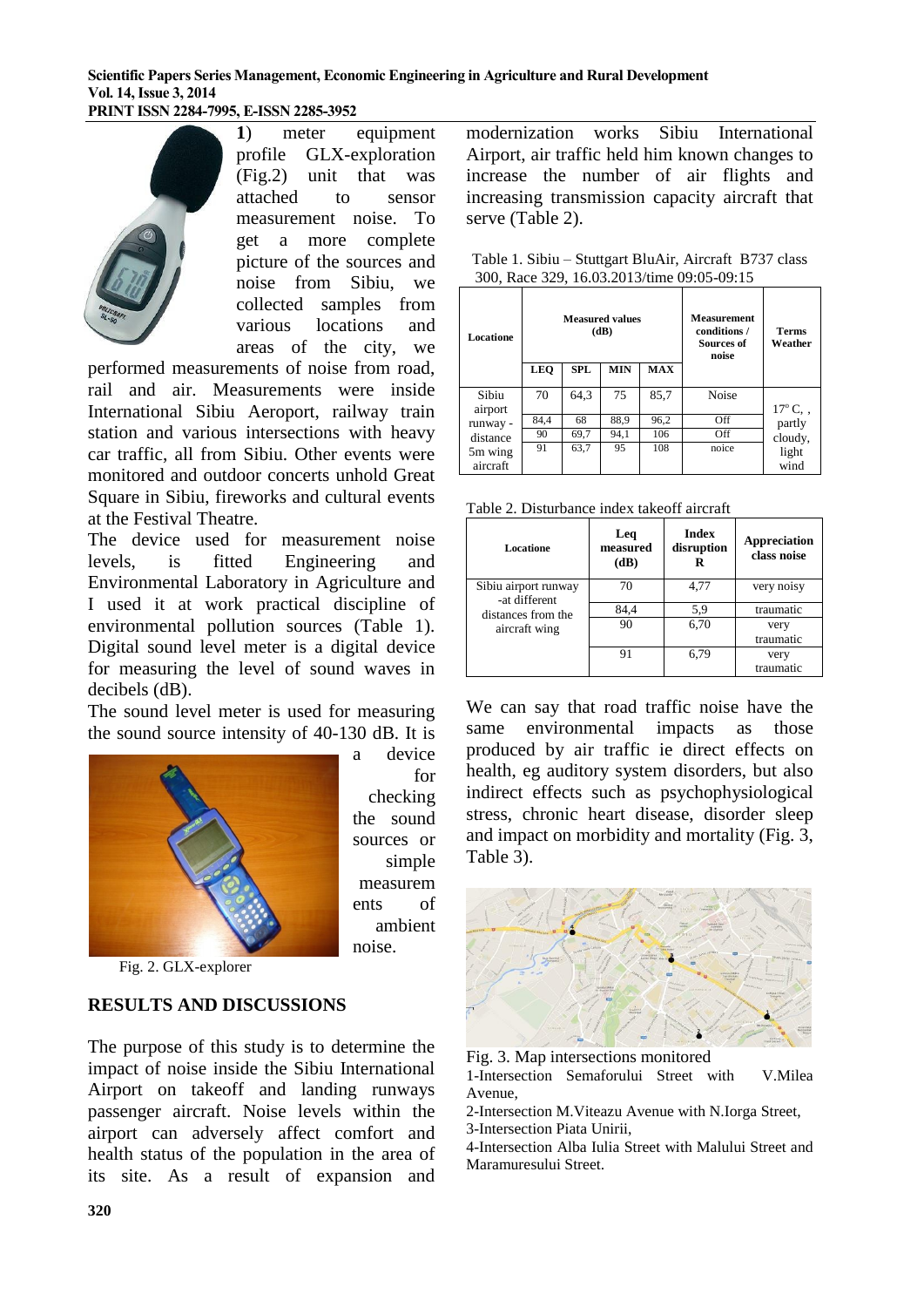1) meter equipment profile GLX-exploration (Fig.2) unit that was attached to sensor measurement noise. To get a more complete picture of the sources and noise from Sibiu, we collected samples from various locations and areas of the city, we performed measurements of noise from road, rail and air. Measurements were inside International Sibiu Aeroport, railway train station and various intersections with heavy car traffic, all from Sibiu. Other events were monitored and outdoor concerts unhold Great Square in Sibiu, fireworks and cultural events at the Festival Theatre.

The device used for measurement noise levels, is fitted Engineering and Environmental Laboratory in Agriculture and I used it at work practical discipline of environmental pollution sources (Table 1). Digital sound level meter is a digital device for measuring the level of sound waves in decibels (dB).

The sound level meter is used for measuring the sound source intensity of 40-130 dB. It is a device for checking the sound sources or simple measurements of ambient noise.

Fig. 2. GLX-explorer

## RESULTS AND DISCUSSIONS

The purpose of this study is to determine the impact of noise inside the Sibiu International Airport on takeoff and landing runways passenger aircraft. Noise levels within the airport can adversely affect comfort and health status of the population in the area of its site. As a result of expansion and modernization works Sibiu International Airport, air traffic held him known changes to increase the number of air flights and increasing transmission capacity aircraft that serve (Table 2).

Table 1. Sibiu – Stuttgart BluAir, Aircraft B737 class 300, Race 329, 16.03.2013/time 09:05-09:15

| Locatione | Measured values (dB) | | | | Measurement conditions / Sources of noise | Terms Weather |
|---|---|---|---|---|---|---|
| | LEQ | SPL | MIN | MAX | | |
| Sibiu airport runway - distance 5m wing aircraft | 70 | 64,3 | 75 | 85,7 | Noise | 17° C, , partly cloudy, light wind |
| | 84,4 | 68 | 88,9 | 96,2 | Off | |
| | 90 | 69,7 | 94,1 | 106 | Off | |
| | 91 | 63,7 | 95 | 108 | noice | |

Table 2. Disturbance index takeoff aircraft

| Locatione | Leq measured (dB) | Index disruption R | Appreciation class noise |
|---|---|---|---|
| Sibiu airport runway -at different distances from the aircraft wing | 70 | 4,77 | very noisy |
| | 84,4 | 5,9 | traumatic |
| | 90 | 6,70 | very traumatic |
| | 91 | 6,79 | very traumatic |

We can say that road traffic noise have the same environmental impacts as those produced by air traffic ie direct effects on health, eg auditory system disorders, but also indirect effects such as psychophysiological stress, chronic heart disease, disorder sleep and impact on morbidity and mortality (Fig. 3, Table 3).

Fig. 3. Map intersections monitored
1-Intersection Semaforului Street with V.Milea Avenue,
2-Intersection M.Viteazu Avenue with N.Iorga Street,
3-Intersection Piata Unirii,
4-Intersection Alba Iulia Street with Malului Street and Maramuresului Street.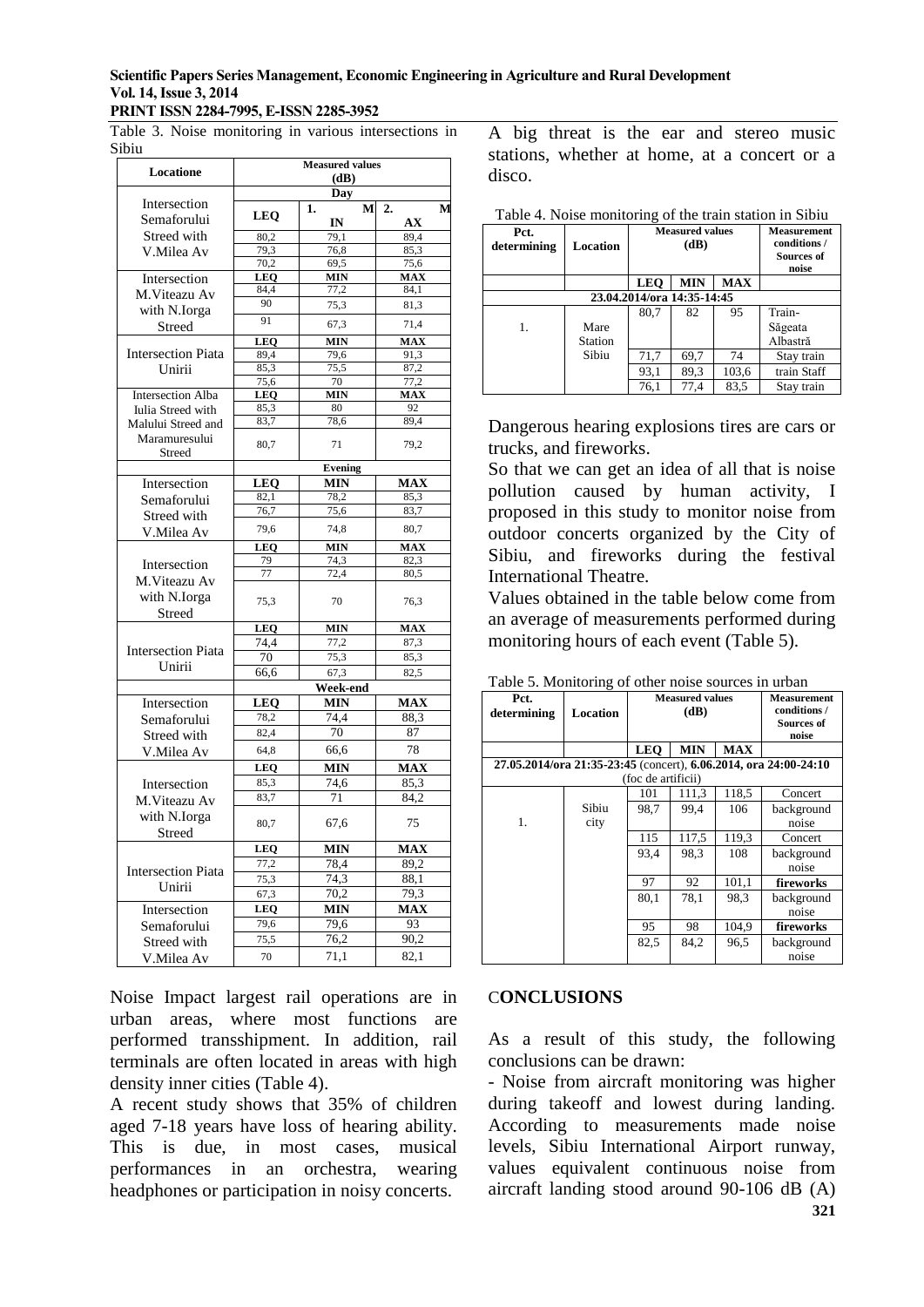Table 3. Noise monitoring in various intersections in Sibiu

| Locatione | Measured values (dB) | | |
|---|---|---|---|
| | **Day** | | |
| Intersection Semaforului Streed with V.Milea Av | **LEQ** | **1. MIN** | **2. MAX** |
| | 80,2 | 79,1 | 89,4 |
| | 79,3 | 76,8 | 85,3 |
| | 70,2 | 69,5 | 75,6 |
| Intersection M.Viteazu Av with N.Iorga Streed | **LEQ** | **MIN** | **MAX** |
| | 84,4 | 77,2 | 84,1 |
| | 90 | 75,3 | 81,3 |
| | 91 | 67,3 | 71,4 |
| Intersection Piata Unirii | **LEQ** | **MIN** | **MAX** |
| | 89,4 | 79,6 | 91,3 |
| | 85,3 | 75,5 | 87,2 |
| | 75,6 | 70 | 77,2 |
| Intersection Alba Iulia Streed with Malului Streed and Maramuresului Streed | **LEQ** | **MIN** | **MAX** |
| | 85,3 | 80 | 92 |
| | 83,7 | 78,6 | 89,4 |
| | 80,7 | 71 | 79,2 |
| | **Evening** | | |
| Intersection Semaforului Streed with V.Milea Av | **LEQ** | **MIN** | **MAX** |
| | 82,1 | 78,2 | 85,3 |
| | 76,7 | 75,6 | 83,7 |
| | 79,6 | 74,8 | 80,7 |
| Intersection M.Viteazu Av with N.Iorga Streed | **LEQ** | **MIN** | **MAX** |
| | 79 | 74,3 | 82,3 |
| | 77 | 72,4 | 80,5 |
| | 75,3 | 70 | 76,3 |
| Intersection Piata Unirii | **LEQ** | **MIN** | **MAX** |
| | 74,4 | 77,2 | 87,3 |
| | 70 | 75,3 | 85,3 |
| | 66,6 | 67,3 | 82,5 |
| | **Week-end** | | |
| Intersection Semaforului Streed with V.Milea Av | **LEQ** | **MIN** | **MAX** |
| | 78,2 | 74,4 | 88,3 |
| | 82,4 | 70 | 87 |
| | 64,8 | 66,6 | 78 |
| Intersection M.Viteazu Av with N.Iorga Streed | **LEQ** | **MIN** | **MAX** |
| | 85,3 | 74,6 | 85,3 |
| | 83,7 | 71 | 84,2 |
| | 80,7 | 67,6 | 75 |
| Intersection Piata Unirii | **LEQ** | **MIN** | **MAX** |
| | 77,2 | 78,4 | 89,2 |
| | 75,3 | 74,3 | 88,1 |
| | 67,3 | 70,2 | 79,3 |
| Intersection Semaforului Streed with V.Milea Av | **LEQ** | **MIN** | **MAX** |
| | 79,6 | 79,6 | 93 |
| | 75,5 | 76,2 | 90,2 |
| | 70 | 71,1 | 82,1 |

Noise Impact largest rail operations are in urban areas, where most functions are performed transshipment. In addition, rail terminals are often located in areas with high density inner cities (Table 4).

A recent study shows that 35% of children aged 7-18 years have loss of hearing ability. This is due, in most cases, musical performances in an orchestra, wearing headphones or participation in noisy concerts.

A big threat is the ear and stereo music stations, whether at home, at a concert or a disco.

Table 4. Noise monitoring of the train station in Sibiu

| Pct. determining | Location | Measured values (dB) | | | Measurement conditions / Sources of noise |
|---|---|---|---|---|---|
| | | **LEQ** | **MIN** | **MAX** | |
| **23.04.2014/ora 14:35-14:45** | | | | | |
| 1. | Mare Station Sibiu | 80,7 | 82 | 95 | Train-Săgeata Albastră |
| | | 71,7 | 69,7 | 74 | Stay train |
| | | 93,1 | 89,3 | 103,6 | train Staff |
| | | 76,1 | 77,4 | 83,5 | Stay train |

Dangerous hearing explosions tires are cars or trucks, and fireworks.

So that we can get an idea of all that is noise pollution caused by human activity, I proposed in this study to monitor noise from outdoor concerts organized by the City of Sibiu, and fireworks during the festival International Theatre.

Values obtained in the table below come from an average of measurements performed during monitoring hours of each event (Table 5).

Table 5. Monitoring of other noise sources in urban

| Pct. determining | Location | Measured values (dB) | | | Measurement conditions / Sources of noise |
|---|---|---|---|---|---|
| | | **LEQ** | **MIN** | **MAX** | |
| **27.05.2014/ora 21:35-23:45** (concert), **6.06.2014, ora 24:00-24:10** (foc de artificii) | | | | | |
| 1. | Sibiu city | 101 | 111,3 | 118,5 | Concert |
| | | 98,7 | 99,4 | 106 | background noise |
| | | 115 | 117,5 | 119,3 | Concert |
| | | 93,4 | 98,3 | 108 | background noise |
| | | 97 | 92 | 101,1 | **fireworks** |
| | | 80,1 | 78,1 | 98,3 | background noise |
| | | 95 | 98 | 104,9 | **fireworks** |
| | | 82,5 | 84,2 | 96,5 | background noise |

## CONCLUSIONS

As a result of this study, the following conclusions can be drawn:

- Noise from aircraft monitoring was higher during takeoff and lowest during landing. According to measurements made noise levels, Sibiu International Airport runway, values equivalent continuous noise from aircraft landing stood around 90-106 dB (A)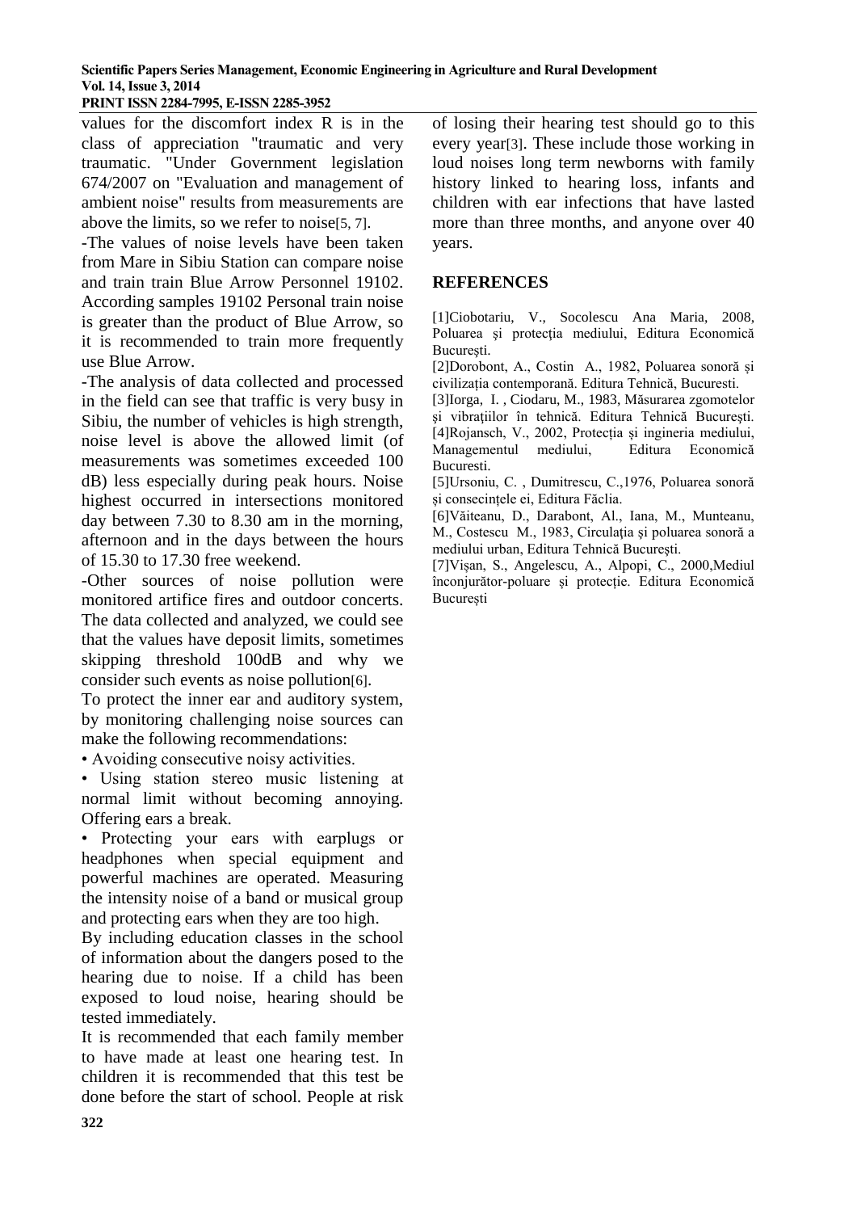values for the discomfort index R is in the class of appreciation "traumatic and very traumatic. "Under Government legislation 674/2007 on "Evaluation and management of ambient noise" results from measurements are above the limits, so we refer to noise[5, 7].

-The values of noise levels have been taken from Mare in Sibiu Station can compare noise and train train Blue Arrow Personnel 19102. According samples 19102 Personal train noise is greater than the product of Blue Arrow, so it is recommended to train more frequently use Blue Arrow.

-The analysis of data collected and processed in the field can see that traffic is very busy in Sibiu, the number of vehicles is high strength, noise level is above the allowed limit (of measurements was sometimes exceeded 100 dB) less especially during peak hours. Noise highest occurred in intersections monitored day between 7.30 to 8.30 am in the morning, afternoon and in the days between the hours of 15.30 to 17.30 free weekend.

-Other sources of noise pollution were monitored artifice fires and outdoor concerts. The data collected and analyzed, we could see that the values have deposit limits, sometimes skipping threshold 100dB and why we consider such events as noise pollution[6].

To protect the inner ear and auditory system, by monitoring challenging noise sources can make the following recommendations:

• Avoiding consecutive noisy activities.

• Using station stereo music listening at normal limit without becoming annoying. Offering ears a break.

• Protecting your ears with earplugs or headphones when special equipment and powerful machines are operated. Measuring the intensity noise of a band or musical group and protecting ears when they are too high.

By including education classes in the school of information about the dangers posed to the hearing due to noise. If a child has been exposed to loud noise, hearing should be tested immediately.

It is recommended that each family member to have made at least one hearing test. In children it is recommended that this test be done before the start of school. People at risk of losing their hearing test should go to this every year[3]. These include those working in loud noises long term newborns with family history linked to hearing loss, infants and children with ear infections that have lasted more than three months, and anyone over 40 years.

## REFERENCES

[1]Ciobotariu, V., Socolescu Ana Maria, 2008, Poluarea şi protecţia mediului, Editura Economică Bucureşti.

[2]Dorobont, A., Costin A., 1982, Poluarea sonoră şi civilizaţia contemporană. Editura Tehnică, Bucuresti.

[3]Iorga, I. , Ciodaru, M., 1983, Măsurarea zgomotelor şi vibraţiilor în tehnică. Editura Tehnică Bucureşti.

[4]Rojansch, V., 2002, Protecţia şi ingineria mediului, Managementul mediului, Editura Economică Bucuresti.

[5]Ursoniu, C. , Dumitrescu, C.,1976, Poluarea sonoră şi consecinţele ei, Editura Făclia.

[6]Văiteanu, D., Darabont, Al., Iana, M., Munteanu, M., Costescu M., 1983, Circulaţia şi poluarea sonoră a mediului urban, Editura Tehnică Bucureşti.

[7]Vişan, S., Angelescu, A., Alpopi, C., 2000,Mediul înconjurător-poluare şi protecţie. Editura Economică Bucureşti